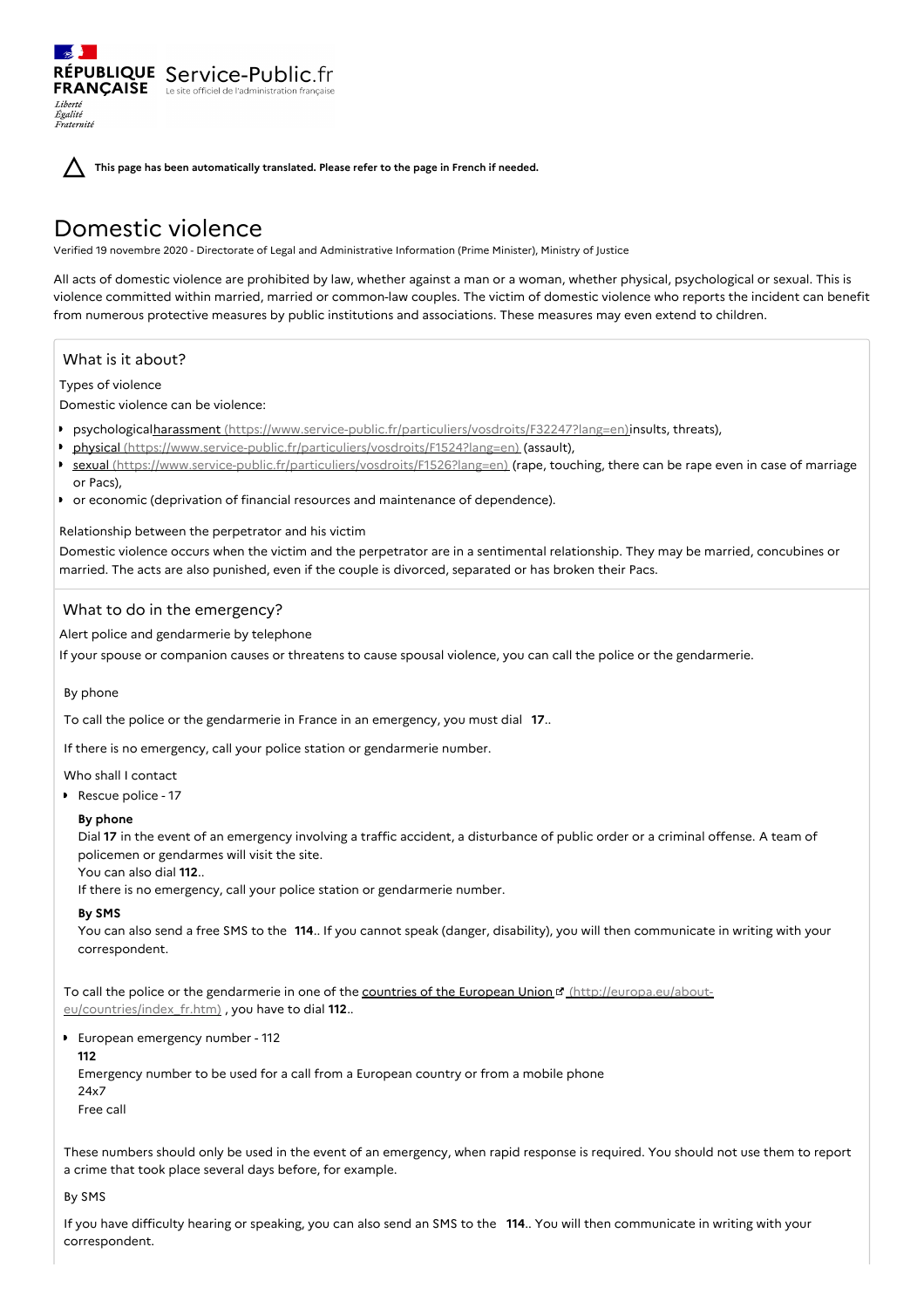RÉPUBLIQUE FRANÇAISE Service-Public.fr Le site officiel de l'administration française

*Liberté Égalité Fraternité*

**This page has been automatically translated. Please refer to the page in French if needed.**

# Domestic violence

Verified 19 novembre 2020 - Directorate of Legal and Administrative Information (Prime Minister), Ministry of Justice

All acts of domestic violence are prohibited by law, whether against a man or a woman, whether physical, psychological or sexual. This is violence committed within married, married or common-law couples. The victim of domestic violence who reports the incident can benefit from numerous protective measures by public institutions and associations. These measures may even extend to children.

## What is it about?

Types of violence

Domestic violence can be violence:

- psychologicalharassment (https://www.service-public.fr/particuliers/vosdroits/F32247?lang=en)insults, threats),
- physical (https://www.service-public.fr/particuliers/vosdroits/F1524?lang=en) (assault),
- sexual (https://www.service-public.fr/particuliers/vosdroits/F1526?lang=en) (rape, touching, there can be rape even in case of marriage or Pacs),
- or economic (deprivation of financial resources and maintenance of dependence).

Relationship between the perpetrator and his victim

Domestic violence occurs when the victim and the perpetrator are in a sentimental relationship. They may be married, concubines or married. The acts are also punished, even if the couple is divorced, separated or has broken their Pacs.

## What to do in the emergency?

Alert police and gendarmerie by telephone

If your spouse or companion causes or threatens to cause spousal violence, you can call the police or the gendarmerie.

By phone

To call the police or the gendarmerie in France in an emergency, you must dial **17**..

If there is no emergency, call your police station or gendarmerie number.

Who shall I contact

- Rescue police - 17

  **By phone**

  Dial **17** in the event of an emergency involving a traffic accident, a disturbance of public order or a criminal offense. A team of policemen or gendarmes will visit the site.

  You can also dial **112**..

  If there is no emergency, call your police station or gendarmerie number.

  **By SMS**

  You can also send a free SMS to the **114**.. If you cannot speak (danger, disability), you will then communicate in writing with your correspondent.

To call the police or the gendarmerie in one of the countries of the European Union (http://europa.eu/about-eu/countries/index_fr.htm) , you have to dial **112**..

- European emergency number - 112

  **112**

  Emergency number to be used for a call from a European country or from a mobile phone

  24x7

  Free call

These numbers should only be used in the event of an emergency, when rapid response is required. You should not use them to report a crime that took place several days before, for example.

By SMS

If you have difficulty hearing or speaking, you can also send an SMS to the **114**.. You will then communicate in writing with your correspondent.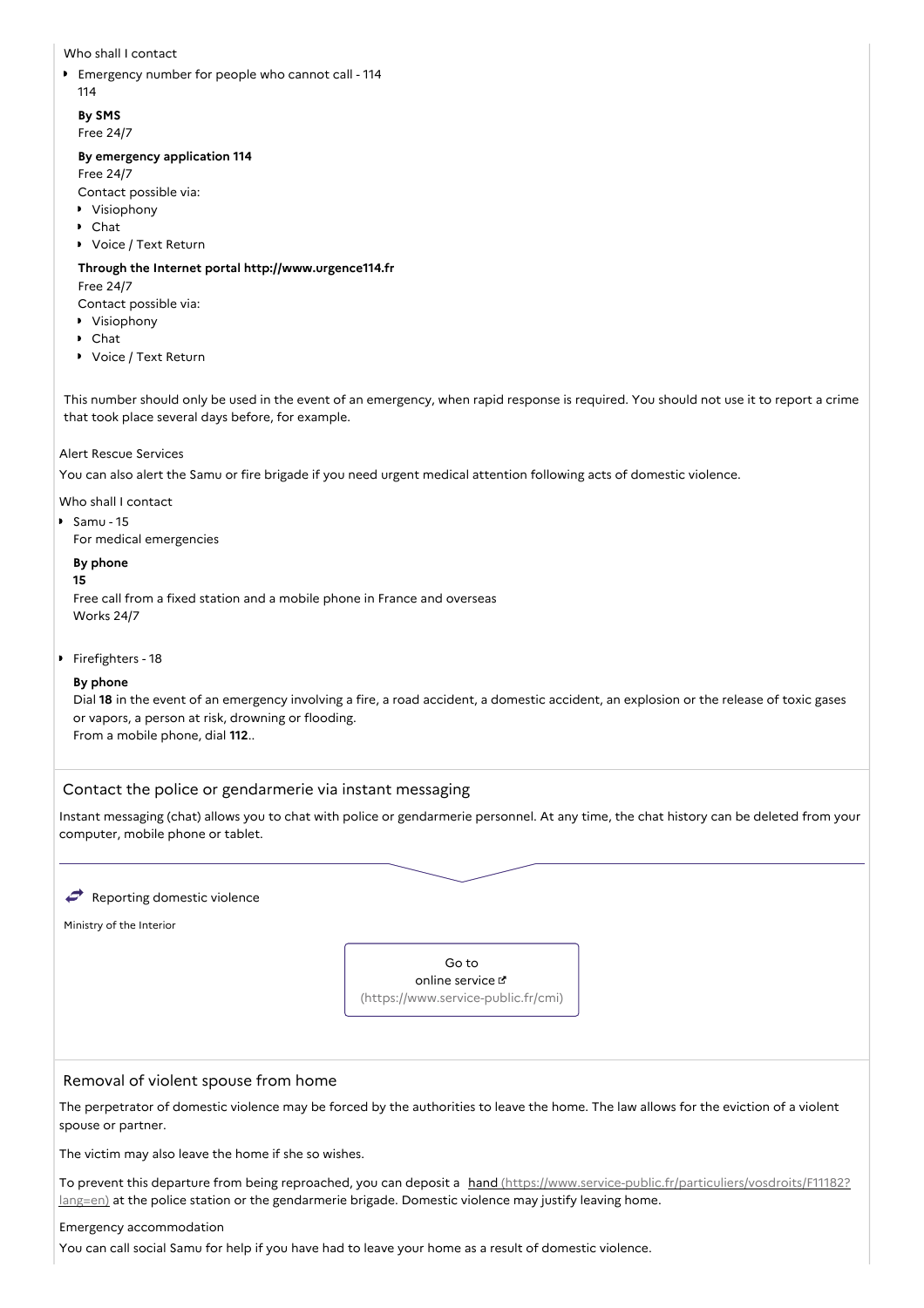Who shall I contact

- Emergency number for people who cannot call - 114

  114

  **By SMS**

  Free 24/7

  **By emergency application 114**

  Free 24/7

  Contact possible via:

  - Visiophony
  - Chat
  - Voice / Text Return

  **Through the Internet portal http://www.urgence114.fr**

  Free 24/7

  Contact possible via:

  - Visiophony
  - Chat
  - Voice / Text Return

This number should only be used in the event of an emergency, when rapid response is required. You should not use it to report a crime that took place several days before, for example.

Alert Rescue Services

You can also alert the Samu or fire brigade if you need urgent medical attention following acts of domestic violence.

Who shall I contact

- Samu - 15

  For medical emergencies

  **By phone**

  **15**

  Free call from a fixed station and a mobile phone in France and overseas

  Works 24/7

- Firefighters - 18

  **By phone**

  Dial **18** in the event of an emergency involving a fire, a road accident, a domestic accident, an explosion or the release of toxic gases or vapors, a person at risk, drowning or flooding.

  From a mobile phone, dial **112**..

## Contact the police or gendarmerie via instant messaging

Instant messaging (chat) allows you to chat with police or gendarmerie personnel. At any time, the chat history can be deleted from your computer, mobile phone or tablet.

Reporting domestic violence

Ministry of the Interior

Go to online service (https://www.service-public.fr/cmi)

## Removal of violent spouse from home

The perpetrator of domestic violence may be forced by the authorities to leave the home. The law allows for the eviction of a violent spouse or partner.

The victim may also leave the home if she so wishes.

To prevent this departure from being reproached, you can deposit a hand (https://www.service-public.fr/particuliers/vosdroits/F11182?lang=en) at the police station or the gendarmerie brigade. Domestic violence may justify leaving home.

Emergency accommodation

You can call social Samu for help if you have had to leave your home as a result of domestic violence.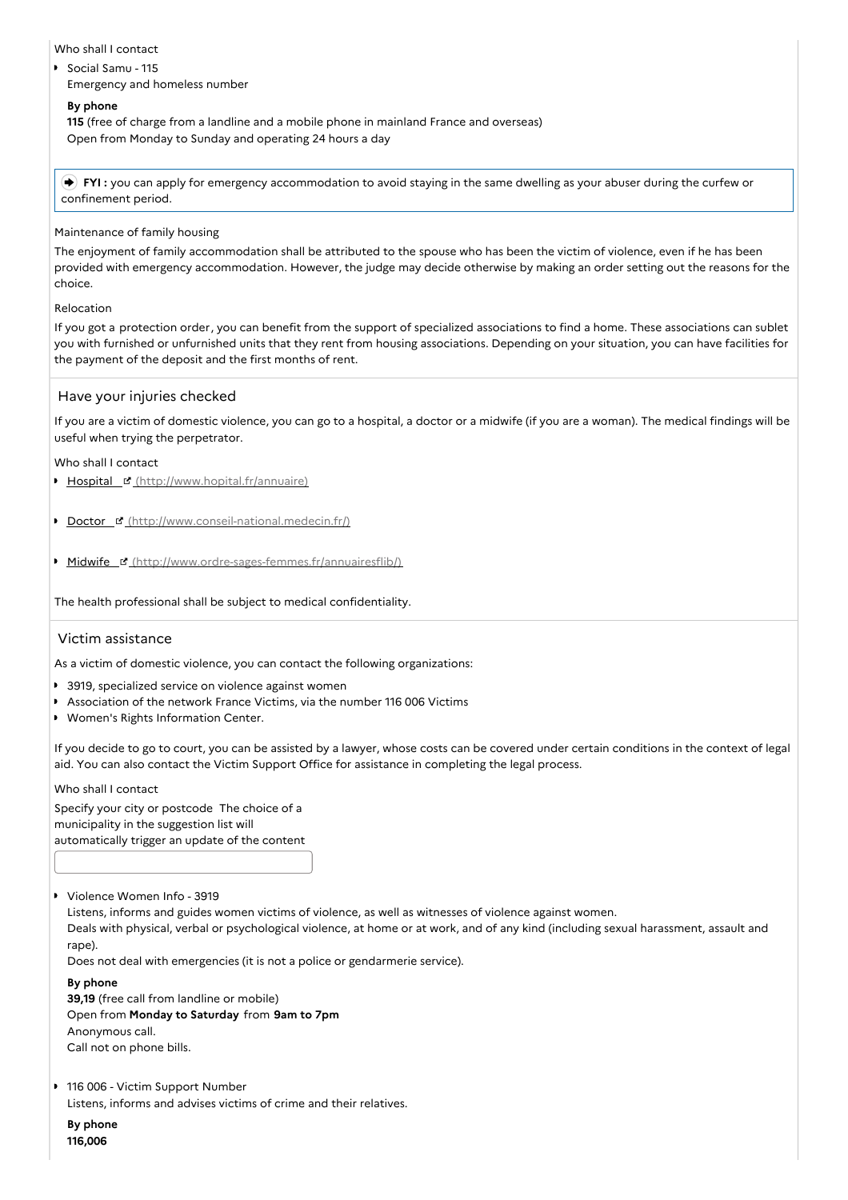Who shall I contact

- Social Samu - 115
  Emergency and homeless number

  **By phone**

  **115** (free of charge from a landline and a mobile phone in mainland France and overseas)
  Open from Monday to Sunday and operating 24 hours a day

**FYI :** you can apply for emergency accommodation to avoid staying in the same dwelling as your abuser during the curfew or confinement period.

Maintenance of family housing

The enjoyment of family accommodation shall be attributed to the spouse who has been the victim of violence, even if he has been provided with emergency accommodation. However, the judge may decide otherwise by making an order setting out the reasons for the choice.

Relocation

If you got a protection order, you can benefit from the support of specialized associations to find a home. These associations can sublet you with furnished or unfurnished units that they rent from housing associations. Depending on your situation, you can have facilities for the payment of the deposit and the first months of rent.

## Have your injuries checked

If you are a victim of domestic violence, you can go to a hospital, a doctor or a midwife (if you are a woman). The medical findings will be useful when trying the perpetrator.

Who shall I contact

- [Hospital (http://www.hopital.fr/annuaire)](http://www.hopital.fr/annuaire)
- [Doctor (http://www.conseil-national.medecin.fr/)](http://www.conseil-national.medecin.fr/)
- [Midwife (http://www.ordre-sages-femmes.fr/annuairesflib/)](http://www.ordre-sages-femmes.fr/annuairesflib/)

The health professional shall be subject to medical confidentiality.

## Victim assistance

As a victim of domestic violence, you can contact the following organizations:

- 3919, specialized service on violence against women
- Association of the network France Victims, via the number 116 006 Victims
- Women's Rights Information Center.

If you decide to go to court, you can be assisted by a lawyer, whose costs can be covered under certain conditions in the context of legal aid. You can also contact the Victim Support Office for assistance in completing the legal process.

Who shall I contact

Specify your city or postcode The choice of a municipality in the suggestion list will automatically trigger an update of the content

- Violence Women Info - 3919
  Listens, informs and guides women victims of violence, as well as witnesses of violence against women.
  Deals with physical, verbal or psychological violence, at home or at work, and of any kind (including sexual harassment, assault and rape).
  Does not deal with emergencies (it is not a police or gendarmerie service).

  **By phone**

  **39,19** (free call from landline or mobile)
  Open from **Monday to Saturday** from **9am to 7pm**
  Anonymous call.
  Call not on phone bills.

- 116 006 - Victim Support Number
  Listens, informs and advises victims of crime and their relatives.

  **By phone**

  **116,006**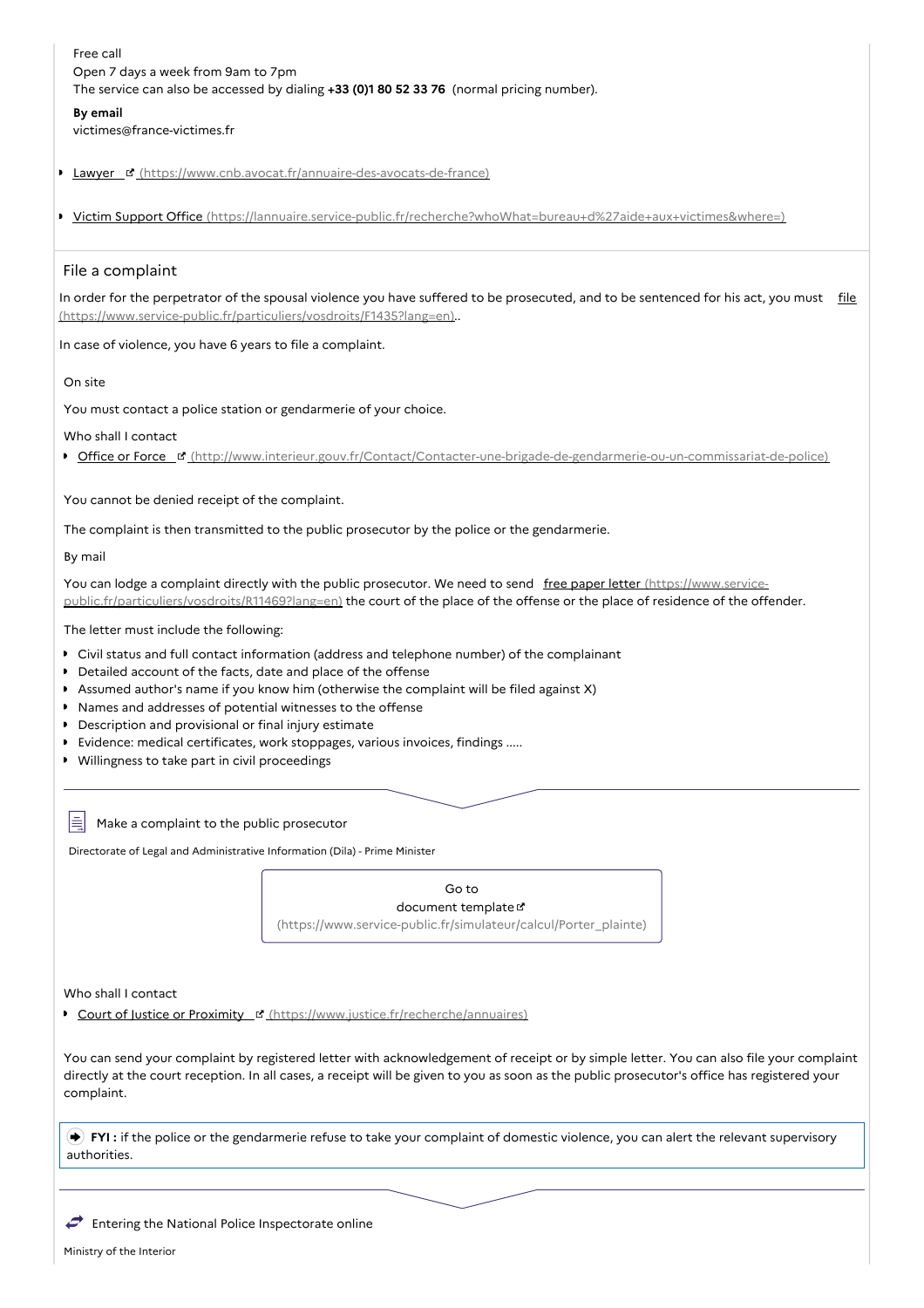Free call
Open 7 days a week from 9am to 7pm
The service can also be accessed by dialing **+33 (0)1 80 52 33 76** (normal pricing number).

**By email**
victimes@france-victimes.fr

- Lawyer (https://www.cnb.avocat.fr/annuaire-des-avocats-de-france)
- Victim Support Office (https://lannuaire.service-public.fr/recherche?whoWhat=bureau+d%27aide+aux+victimes&where=)

## File a complaint

In order for the perpetrator of the spousal violence you have suffered to be prosecuted, and to be sentenced for his act, you must file (https://www.service-public.fr/particuliers/vosdroits/F1435?lang=en)..

In case of violence, you have 6 years to file a complaint.

On site

You must contact a police station or gendarmerie of your choice.

Who shall I contact

- Office or Force (http://www.interieur.gouv.fr/Contact/Contacter-une-brigade-de-gendarmerie-ou-un-commissariat-de-police)

You cannot be denied receipt of the complaint.

The complaint is then transmitted to the public prosecutor by the police or the gendarmerie.

By mail

You can lodge a complaint directly with the public prosecutor. We need to send free paper letter (https://www.service-public.fr/particuliers/vosdroits/R11469?lang=en) the court of the place of the offense or the place of residence of the offender.

The letter must include the following:

- Civil status and full contact information (address and telephone number) of the complainant
- Detailed account of the facts, date and place of the offense
- Assumed author's name if you know him (otherwise the complaint will be filed against X)
- Names and addresses of potential witnesses to the offense
- Description and provisional or final injury estimate
- Evidence: medical certificates, work stoppages, various invoices, findings .....
- Willingness to take part in civil proceedings

Make a complaint to the public prosecutor

Directorate of Legal and Administrative Information (Dila) - Prime Minister

Go to document template (https://www.service-public.fr/simulateur/calcul/Porter_plainte)

Who shall I contact

- Court of Justice or Proximity (https://www.justice.fr/recherche/annuaires)

You can send your complaint by registered letter with acknowledgement of receipt or by simple letter. You can also file your complaint directly at the court reception. In all cases, a receipt will be given to you as soon as the public prosecutor's office has registered your complaint.

**FYI :** if the police or the gendarmerie refuse to take your complaint of domestic violence, you can alert the relevant supervisory authorities.

Entering the National Police Inspectorate online

Ministry of the Interior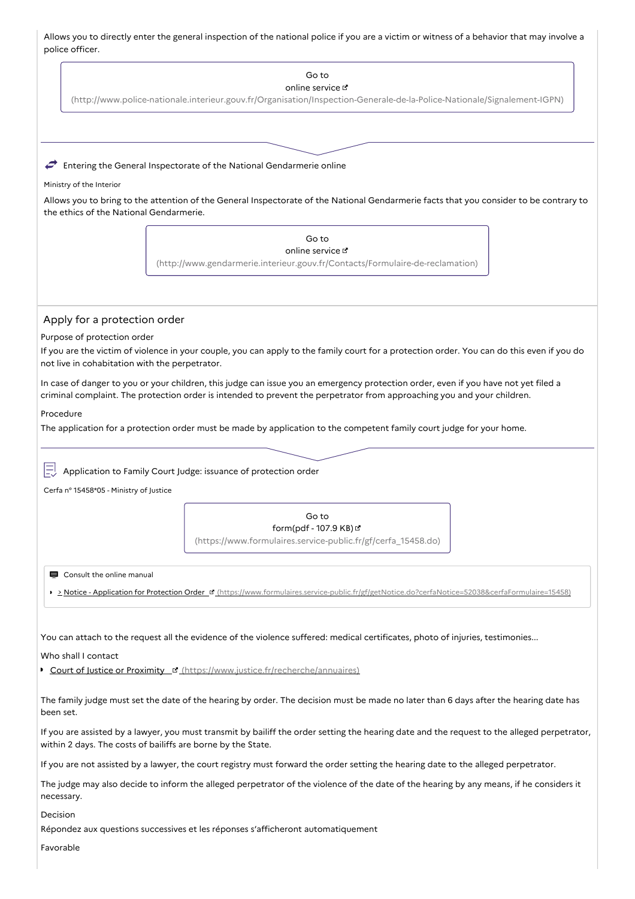Allows you to directly enter the general inspection of the national police if you are a victim or witness of a behavior that may involve a police officer.

Go to
online service
(http://www.police-nationale.interieur.gouv.fr/Organisation/Inspection-Generale-de-la-Police-Nationale/Signalement-IGPN)

Entering the General Inspectorate of the National Gendarmerie online

Ministry of the Interior

Allows you to bring to the attention of the General Inspectorate of the National Gendarmerie facts that you consider to be contrary to the ethics of the National Gendarmerie.

Go to
online service
(http://www.gendarmerie.interieur.gouv.fr/Contacts/Formulaire-de-reclamation)

## Apply for a protection order

Purpose of protection order

If you are the victim of violence in your couple, you can apply to the family court for a protection order. You can do this even if you do not live in cohabitation with the perpetrator.

In case of danger to you or your children, this judge can issue you an emergency protection order, even if you have not yet filed a criminal complaint. The protection order is intended to prevent the perpetrator from approaching you and your children.

Procedure

The application for a protection order must be made by application to the competent family court judge for your home.

Application to Family Court Judge: issuance of protection order

Cerfa n° 15458*05 - Ministry of Justice

Go to
form(pdf - 107.9 KB)
(https://www.formulaires.service-public.fr/gf/cerfa_15458.do)

Consult the online manual

- > Notice - Application for Protection Order (https://www.formulaires.service-public.fr/gf/getNotice.do?cerfaNotice=52038&cerfaFormulaire=15458)

You can attach to the request all the evidence of the violence suffered: medical certificates, photo of injuries, testimonies...

Who shall I contact

- Court of Justice or Proximity (https://www.justice.fr/recherche/annuaires)

The family judge must set the date of the hearing by order. The decision must be made no later than 6 days after the hearing date has been set.

If you are assisted by a lawyer, you must transmit by bailiff the order setting the hearing date and the request to the alleged perpetrator, within 2 days. The costs of bailiffs are borne by the State.

If you are not assisted by a lawyer, the court registry must forward the order setting the hearing date to the alleged perpetrator.

The judge may also decide to inform the alleged perpetrator of the violence of the date of the hearing by any means, if he considers it necessary.

Decision

Répondez aux questions successives et les réponses s'afficheront automatiquement

Favorable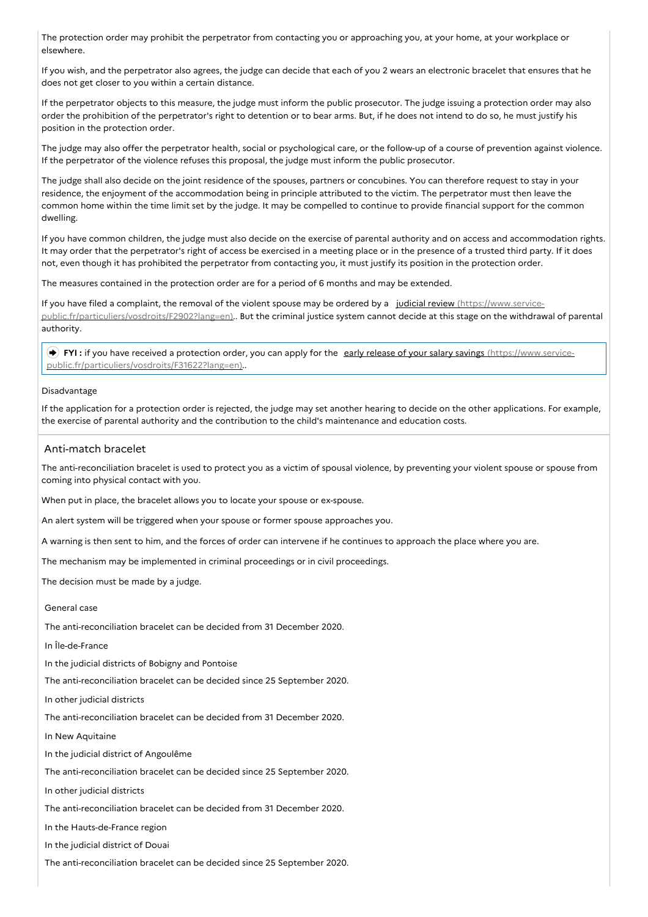The protection order may prohibit the perpetrator from contacting you or approaching you, at your home, at your workplace or elsewhere.

If you wish, and the perpetrator also agrees, the judge can decide that each of you 2 wears an electronic bracelet that ensures that he does not get closer to you within a certain distance.

If the perpetrator objects to this measure, the judge must inform the public prosecutor. The judge issuing a protection order may also order the prohibition of the perpetrator's right to detention or to bear arms. But, if he does not intend to do so, he must justify his position in the protection order.

The judge may also offer the perpetrator health, social or psychological care, or the follow-up of a course of prevention against violence. If the perpetrator of the violence refuses this proposal, the judge must inform the public prosecutor.

The judge shall also decide on the joint residence of the spouses, partners or concubines. You can therefore request to stay in your residence, the enjoyment of the accommodation being in principle attributed to the victim. The perpetrator must then leave the common home within the time limit set by the judge. It may be compelled to continue to provide financial support for the common dwelling.

If you have common children, the judge must also decide on the exercise of parental authority and on access and accommodation rights. It may order that the perpetrator's right of access be exercised in a meeting place or in the presence of a trusted third party. If it does not, even though it has prohibited the perpetrator from contacting you, it must justify its position in the protection order.

The measures contained in the protection order are for a period of 6 months and may be extended.

If you have filed a complaint, the removal of the violent spouse may be ordered by a [judicial review](https://www.service-public.fr/particuliers/vosdroits/F2902?lang=en). But the criminal justice system cannot decide at this stage on the withdrawal of parental authority.

> **FYI :** if you have received a protection order, you can apply for the [early release of your salary savings](https://www.service-public.fr/particuliers/vosdroits/F31622?lang=en).

Disadvantage

If the application for a protection order is rejected, the judge may set another hearing to decide on the other applications. For example, the exercise of parental authority and the contribution to the child's maintenance and education costs.

## Anti-match bracelet

The anti-reconciliation bracelet is used to protect you as a victim of spousal violence, by preventing your violent spouse or spouse from coming into physical contact with you.

When put in place, the bracelet allows you to locate your spouse or ex-spouse.

An alert system will be triggered when your spouse or former spouse approaches you.

A warning is then sent to him, and the forces of order can intervene if he continues to approach the place where you are.

The mechanism may be implemented in criminal proceedings or in civil proceedings.

The decision must be made by a judge.

General case

The anti-reconciliation bracelet can be decided from 31 December 2020.

In Île-de-France

In the judicial districts of Bobigny and Pontoise

The anti-reconciliation bracelet can be decided since 25 September 2020.

In other judicial districts

The anti-reconciliation bracelet can be decided from 31 December 2020.

In New Aquitaine

In the judicial district of Angoulême

The anti-reconciliation bracelet can be decided since 25 September 2020.

In other judicial districts

The anti-reconciliation bracelet can be decided from 31 December 2020.

In the Hauts-de-France region

In the judicial district of Douai

The anti-reconciliation bracelet can be decided since 25 September 2020.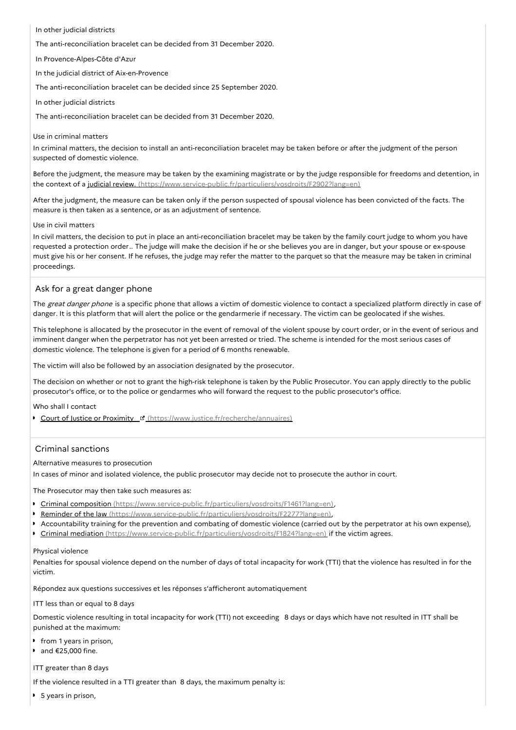In other judicial districts

The anti-reconciliation bracelet can be decided from 31 December 2020.

In Provence-Alpes-Côte d'Azur

In the judicial district of Aix-en-Provence

The anti-reconciliation bracelet can be decided since 25 September 2020.

In other judicial districts

The anti-reconciliation bracelet can be decided from 31 December 2020.

Use in criminal matters

In criminal matters, the decision to install an anti-reconciliation bracelet may be taken before or after the judgment of the person suspected of domestic violence.

Before the judgment, the measure may be taken by the examining magistrate or by the judge responsible for freedoms and detention, in the context of a judicial review. (https://www.service-public.fr/particuliers/vosdroits/F2902?lang=en)

After the judgment, the measure can be taken only if the person suspected of spousal violence has been convicted of the facts. The measure is then taken as a sentence, or as an adjustment of sentence.

Use in civil matters

In civil matters, the decision to put in place an anti-reconciliation bracelet may be taken by the family court judge to whom you have requested a protection order.. The judge will make the decision if he or she believes you are in danger, but your spouse or ex-spouse must give his or her consent. If he refuses, the judge may refer the matter to the parquet so that the measure may be taken in criminal proceedings.

## Ask for a great danger phone

The *great danger phone* is a specific phone that allows a victim of domestic violence to contact a specialized platform directly in case of danger. It is this platform that will alert the police or the gendarmerie if necessary. The victim can be geolocated if she wishes.

This telephone is allocated by the prosecutor in the event of removal of the violent spouse by court order, or in the event of serious and imminent danger when the perpetrator has not yet been arrested or tried. The scheme is intended for the most serious cases of domestic violence. The telephone is given for a period of 6 months renewable.

The victim will also be followed by an association designated by the prosecutor.

The decision on whether or not to grant the high-risk telephone is taken by the Public Prosecutor. You can apply directly to the public prosecutor's office, or to the police or gendarmes who will forward the request to the public prosecutor's office.

Who shall I contact

- Court of Justice or Proximity (https://www.justice.fr/recherche/annuaires)

## Criminal sanctions

Alternative measures to prosecution

In cases of minor and isolated violence, the public prosecutor may decide not to prosecute the author in court.

The Prosecutor may then take such measures as:

- Criminal composition (https://www.service-public.fr/particuliers/vosdroits/F1461?lang=en),
- Reminder of the law (https://www.service-public.fr/particuliers/vosdroits/F2277?lang=en),
- Accountability training for the prevention and combating of domestic violence (carried out by the perpetrator at his own expense),
- Criminal mediation (https://www.service-public.fr/particuliers/vosdroits/F1824?lang=en) if the victim agrees.

Physical violence

Penalties for spousal violence depend on the number of days of total incapacity for work (TTI) that the violence has resulted in for the victim.

Répondez aux questions successives et les réponses s'afficheront automatiquement

ITT less than or equal to 8 days

Domestic violence resulting in total incapacity for work (TTI) not exceeding 8 days or days which have not resulted in ITT shall be punished at the maximum:

- from 1 years in prison,
- and €25,000 fine.

ITT greater than 8 days

If the violence resulted in a TTI greater than 8 days, the maximum penalty is:

- 5 years in prison,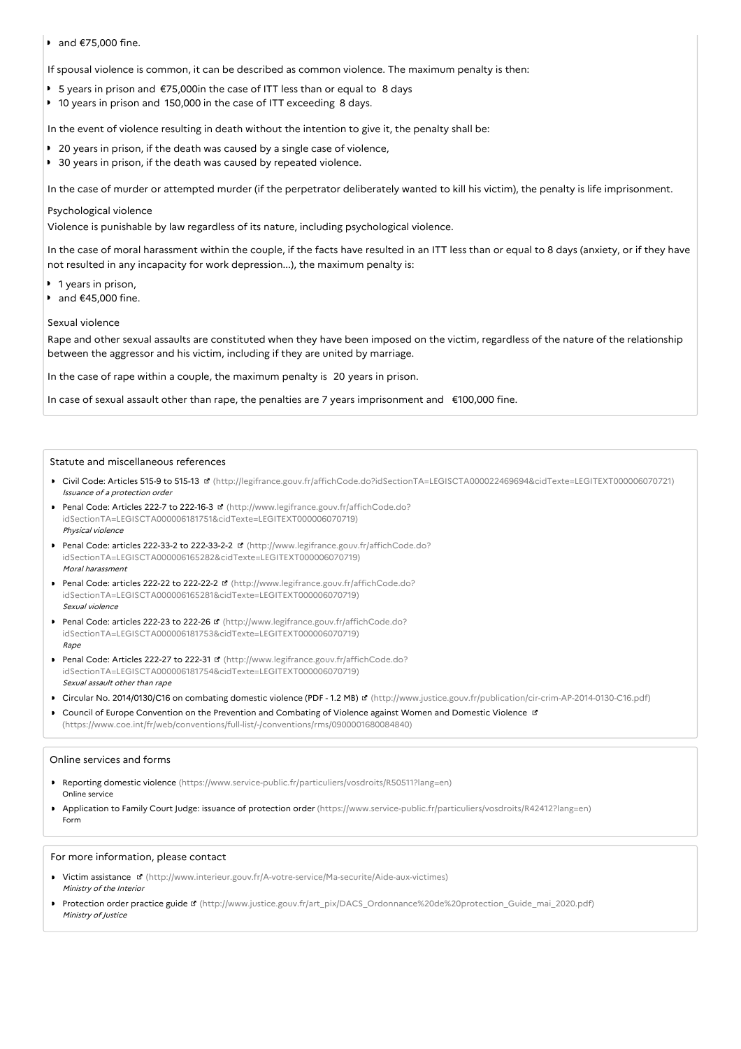- and €75,000 fine.

If spousal violence is common, it can be described as common violence. The maximum penalty is then:

- 5 years in prison and €75,000in the case of ITT less than or equal to 8 days
- 10 years in prison and 150,000 in the case of ITT exceeding 8 days.

In the event of violence resulting in death without the intention to give it, the penalty shall be:

- 20 years in prison, if the death was caused by a single case of violence,
- 30 years in prison, if the death was caused by repeated violence.

In the case of murder or attempted murder (if the perpetrator deliberately wanted to kill his victim), the penalty is life imprisonment.

Psychological violence

Violence is punishable by law regardless of its nature, including psychological violence.

In the case of moral harassment within the couple, if the facts have resulted in an ITT less than or equal to 8 days (anxiety, or if they have not resulted in any incapacity for work depression...), the maximum penalty is:

- 1 years in prison,
- and €45,000 fine.

Sexual violence

Rape and other sexual assaults are constituted when they have been imposed on the victim, regardless of the nature of the relationship between the aggressor and his victim, including if they are united by marriage.

In the case of rape within a couple, the maximum penalty is 20 years in prison.

In case of sexual assault other than rape, the penalties are 7 years imprisonment and €100,000 fine.

### Statute and miscellaneous references

- Civil Code: Articles 515-9 to 515-13 (http://legifrance.gouv.fr/affichCode.do?idSectionTA=LEGISCTA000022469694&cidTexte=LEGITEXT000006070721)
  *Issuance of a protection order*
- Penal Code: Articles 222-7 to 222-16-3 (http://www.legifrance.gouv.fr/affichCode.do?idSectionTA=LEGISCTA000006181751&cidTexte=LEGITEXT000006070719)
  *Physical violence*
- Penal Code: articles 222-33-2 to 222-33-2-2 (http://www.legifrance.gouv.fr/affichCode.do?idSectionTA=LEGISCTA000006165282&cidTexte=LEGITEXT000006070719)
  *Moral harassment*
- Penal Code: articles 222-22 to 222-22-2 (http://www.legifrance.gouv.fr/affichCode.do?idSectionTA=LEGISCTA000006165281&cidTexte=LEGITEXT000006070719)
  *Sexual violence*
- Penal Code: articles 222-23 to 222-26 (http://www.legifrance.gouv.fr/affichCode.do?idSectionTA=LEGISCTA000006181753&cidTexte=LEGITEXT000006070719)
  *Rape*
- Penal Code: Articles 222-27 to 222-31 (http://www.legifrance.gouv.fr/affichCode.do?idSectionTA=LEGISCTA000006181754&cidTexte=LEGITEXT000006070719)
  *Sexual assault other than rape*
- Circular No. 2014/0130/C16 on combating domestic violence (PDF - 1.2 MB) (http://www.justice.gouv.fr/publication/cir-crim-AP-2014-0130-C16.pdf)
- Council of Europe Convention on the Prevention and Combating of Violence against Women and Domestic Violence (https://www.coe.int/fr/web/conventions/full-list/-/conventions/rms/0900001680084840)

### Online services and forms

- Reporting domestic violence (https://www.service-public.fr/particuliers/vosdroits/R50511?lang=en)
  Online service
- Application to Family Court Judge: issuance of protection order (https://www.service-public.fr/particuliers/vosdroits/R42412?lang=en)
  Form

### For more information, please contact

- Victim assistance (http://www.interieur.gouv.fr/A-votre-service/Ma-securite/Aide-aux-victimes)
  *Ministry of the Interior*
- Protection order practice guide (http://www.justice.gouv.fr/art_pix/DACS_Ordonnance%20de%20protection_Guide_mai_2020.pdf)
  *Ministry of Justice*